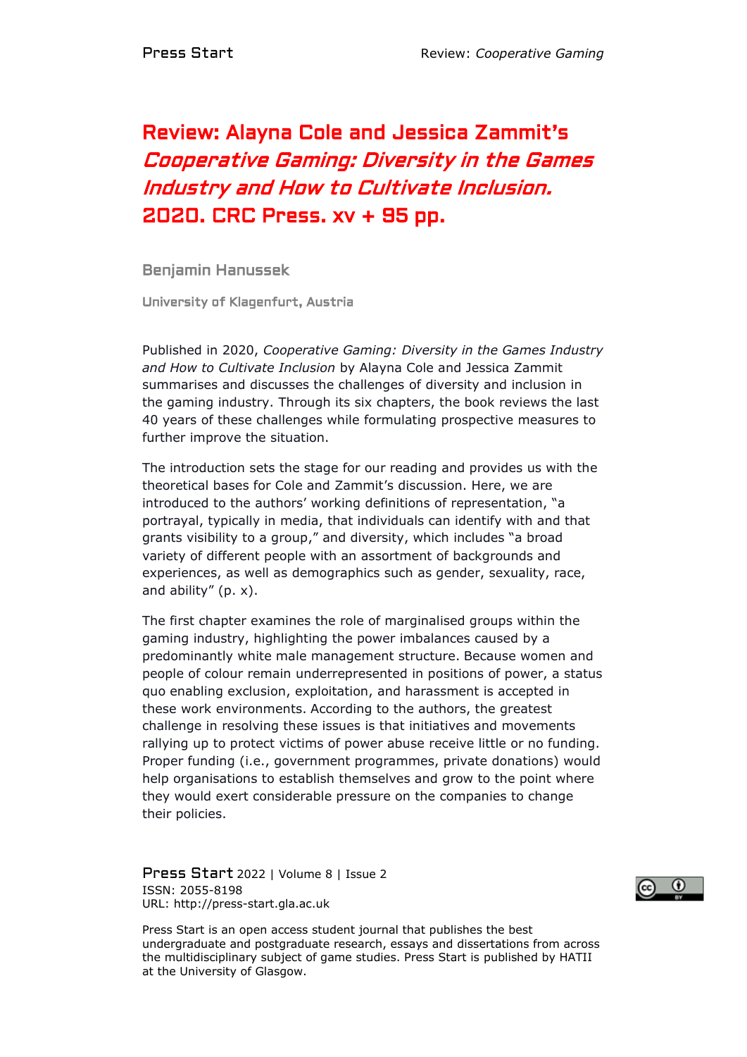# Review: Alayna Cole and Jessica Zammit's *Cooperative Gaming: Diversity in the Games Industry and How to Cultivate Inclusion.* 2020. CRC Press. xv + 95 pp.

**Benjamin Hanussek**

University of Klagenfurt, Austria

Published in 2020, *Cooperative Gaming: Diversity in the Games Industry and How to Cultivate Inclusion* by Alayna Cole and Jessica Zammit summarises and discusses the challenges of diversity and inclusion in the gaming industry. Through its six chapters, the book reviews the last 40 years of these challenges while formulating prospective measures to further improve the situation.

The introduction sets the stage for our reading and provides us with the theoretical bases for Cole and Zammit's discussion. Here, we are introduced to the authors' working definitions of representation, "a portrayal, typically in media, that individuals can identify with and that grants visibility to a group," and diversity, which includes "a broad variety of different people with an assortment of backgrounds and experiences, as well as demographics such as gender, sexuality, race, and ability" (p. x).

The first chapter examines the role of marginalised groups within the gaming industry, highlighting the power imbalances caused by a predominantly white male management structure. Because women and people of colour remain underrepresented in positions of power, a status quo enabling exclusion, exploitation, and harassment is accepted in these work environments. According to the authors, the greatest challenge in resolving these issues is that initiatives and movements rallying up to protect victims of power abuse receive little or no funding. Proper funding (i.e., government programmes, private donations) would help organisations to establish themselves and grow to the point where they would exert considerable pressure on the companies to change their policies.

Press Start is an open access student journal that publishes the best undergraduate and postgraduate research, essays and dissertations from across the multidisciplinary subject of game studies. Press Start is published by HATII at the University of Glasgow.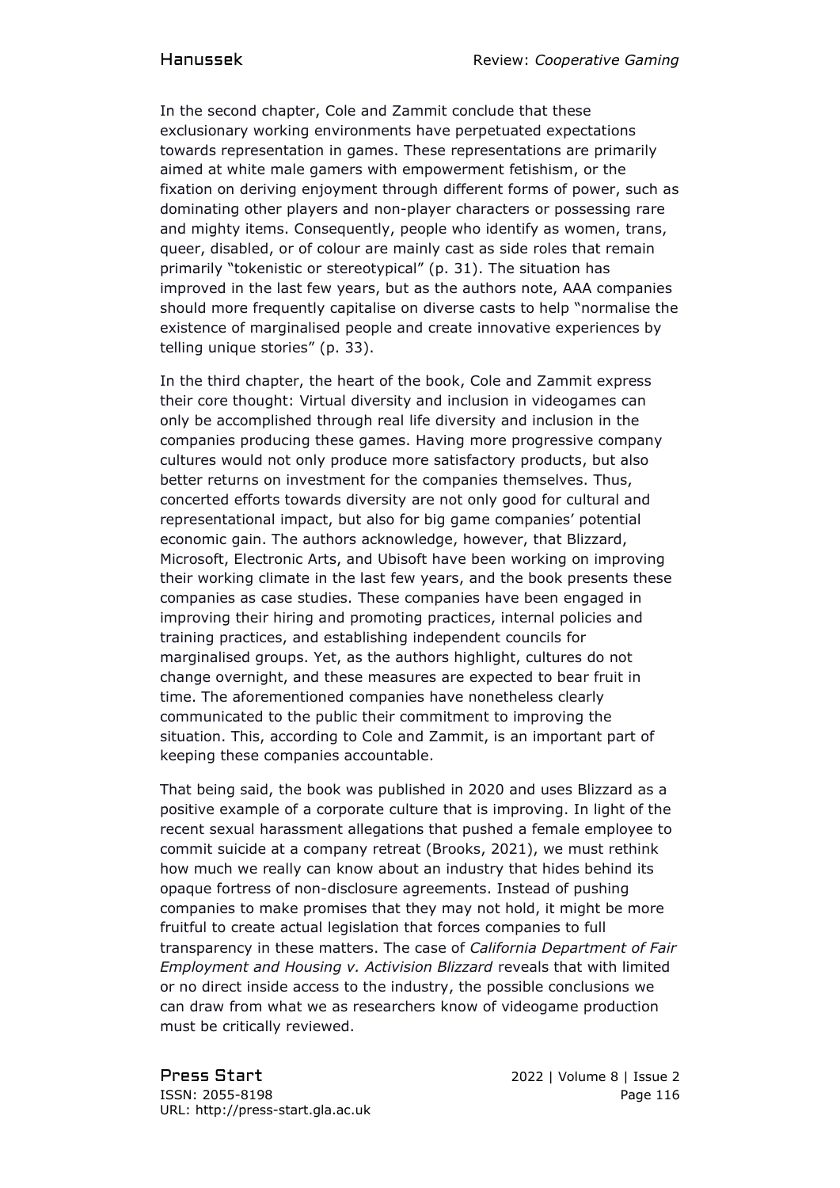In the second chapter, Cole and Zammit conclude that these exclusionary working environments have perpetuated expectations towards representation in games. These representations are primarily aimed at white male gamers with empowerment fetishism, or the fixation on deriving enjoyment through different forms of power, such as dominating other players and non-player characters or possessing rare and mighty items. Consequently, people who identify as women, trans, queer, disabled, or of colour are mainly cast as side roles that remain primarily "tokenistic or stereotypical" (p. 31). The situation has improved in the last few years, but as the authors note, AAA companies should more frequently capitalise on diverse casts to help "normalise the existence of marginalised people and create innovative experiences by telling unique stories" (p. 33).

In the third chapter, the heart of the book, Cole and Zammit express their core thought: Virtual diversity and inclusion in videogames can only be accomplished through real life diversity and inclusion in the companies producing these games. Having more progressive company cultures would not only produce more satisfactory products, but also better returns on investment for the companies themselves. Thus, concerted efforts towards diversity are not only good for cultural and representational impact, but also for big game companies' potential economic gain. The authors acknowledge, however, that Blizzard, Microsoft, Electronic Arts, and Ubisoft have been working on improving their working climate in the last few years, and the book presents these companies as case studies. These companies have been engaged in improving their hiring and promoting practices, internal policies and training practices, and establishing independent councils for marginalised groups. Yet, as the authors highlight, cultures do not change overnight, and these measures are expected to bear fruit in time. The aforementioned companies have nonetheless clearly communicated to the public their commitment to improving the situation. This, according to Cole and Zammit, is an important part of keeping these companies accountable.

That being said, the book was published in 2020 and uses Blizzard as a positive example of a corporate culture that is improving. In light of the recent sexual harassment allegations that pushed a female employee to commit suicide at a company retreat (Brooks, 2021), we must rethink how much we really can know about an industry that hides behind its opaque fortress of non-disclosure agreements. Instead of pushing companies to make promises that they may not hold, it might be more fruitful to create actual legislation that forces companies to full transparency in these matters. The case of *California Department of Fair Employment and Housing v. Activision Blizzard* reveals that with limited or no direct inside access to the industry, the possible conclusions we can draw from what we as researchers know of videogame production must be critically reviewed.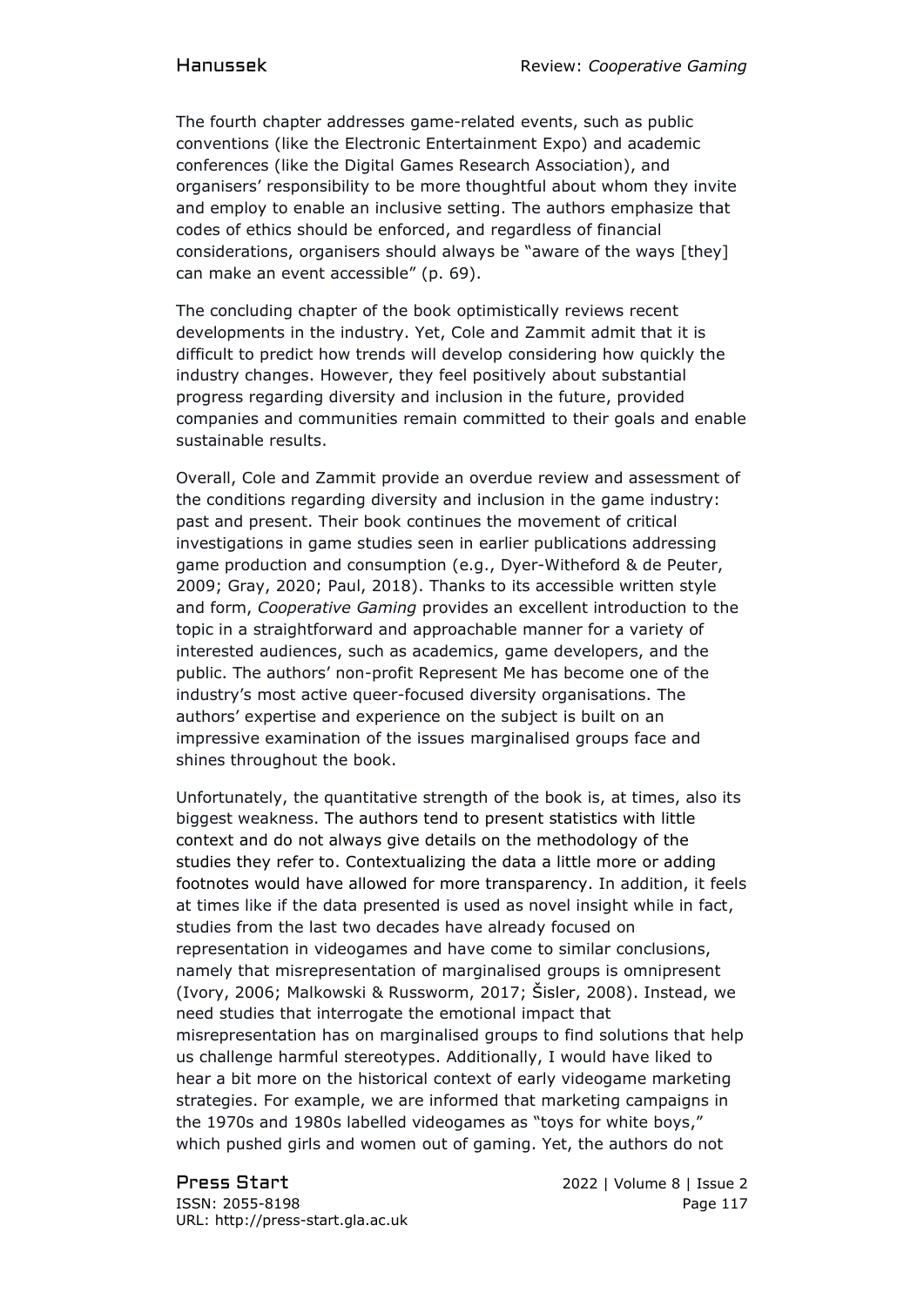The fourth chapter addresses game-related events, such as public conventions (like the Electronic Entertainment Expo) and academic conferences (like the Digital Games Research Association), and organisers' responsibility to be more thoughtful about whom they invite and employ to enable an inclusive setting. The authors emphasize that codes of ethics should be enforced, and regardless of financial considerations, organisers should always be "aware of the ways [they] can make an event accessible" (p. 69).

The concluding chapter of the book optimistically reviews recent developments in the industry. Yet, Cole and Zammit admit that it is difficult to predict how trends will develop considering how quickly the industry changes. However, they feel positively about substantial progress regarding diversity and inclusion in the future, provided companies and communities remain committed to their goals and enable sustainable results.

Overall, Cole and Zammit provide an overdue review and assessment of the conditions regarding diversity and inclusion in the game industry: past and present. Their book continues the movement of critical investigations in game studies seen in earlier publications addressing game production and consumption (e.g., Dyer-Witheford & de Peuter, 2009; Gray, 2020; Paul, 2018). Thanks to its accessible written style and form, *Cooperative Gaming* provides an excellent introduction to the topic in a straightforward and approachable manner for a variety of interested audiences, such as academics, game developers, and the public. The authors' non-profit Represent Me has become one of the industry's most active queer-focused diversity organisations. The authors' expertise and experience on the subject is built on an impressive examination of the issues marginalised groups face and shines throughout the book.

Unfortunately, the quantitative strength of the book is, at times, also its biggest weakness. The authors tend to present statistics with little context and do not always give details on the methodology of the studies they refer to. Contextualizing the data a little more or adding footnotes would have allowed for more transparency. In addition, it feels at times like if the data presented is used as novel insight while in fact, studies from the last two decades have already focused on representation in videogames and have come to similar conclusions, namely that misrepresentation of marginalised groups is omnipresent (Ivory, 2006; Malkowski & Russworm, 2017; Šisler, 2008). Instead, we need studies that interrogate the emotional impact that misrepresentation has on marginalised groups to find solutions that help us challenge harmful stereotypes. Additionally, I would have liked to hear a bit more on the historical context of early videogame marketing strategies. For example, we are informed that marketing campaigns in the 1970s and 1980s labelled videogames as "toys for white boys," which pushed girls and women out of gaming. Yet, the authors do not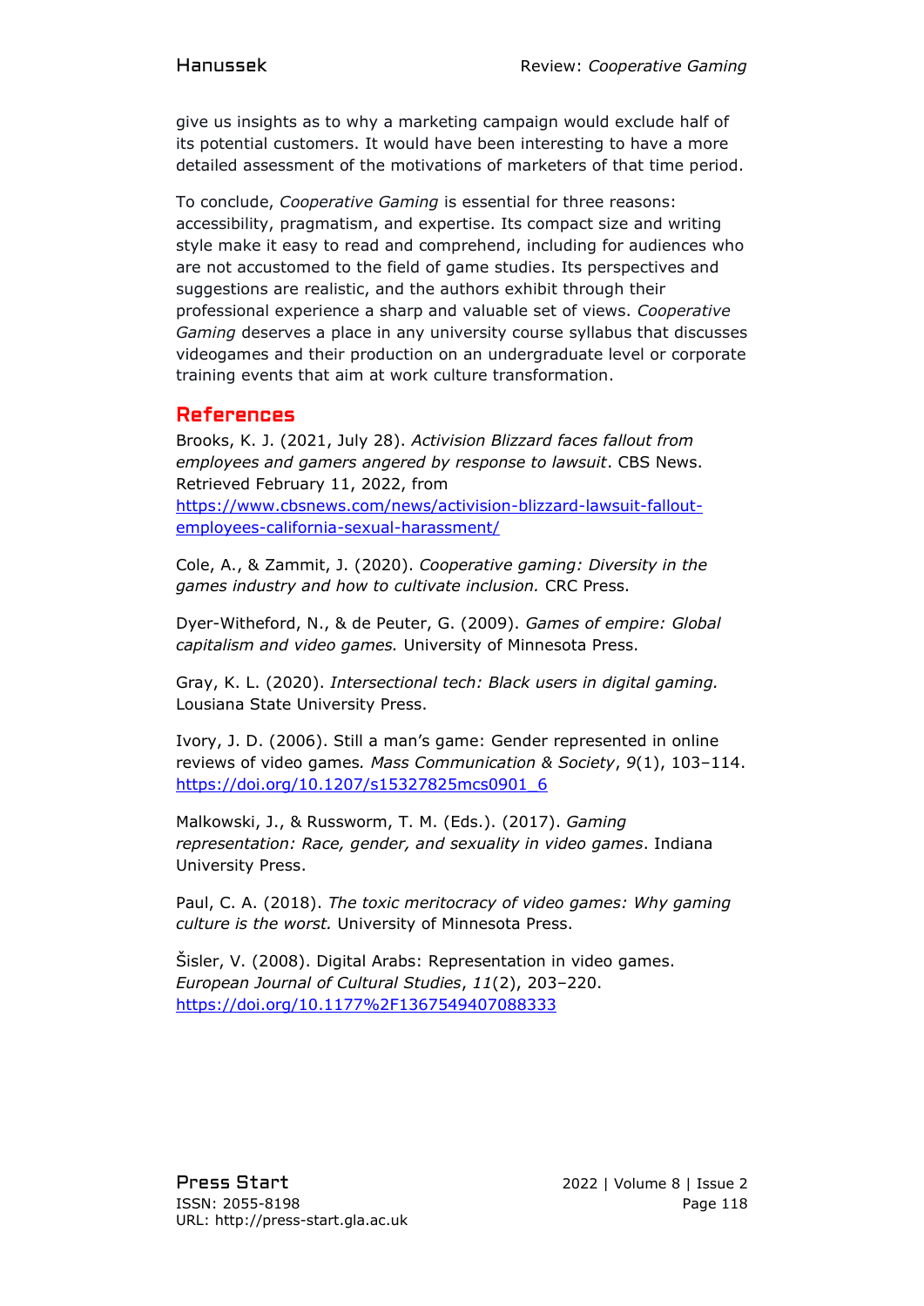give us insights as to why a marketing campaign would exclude half of its potential customers. It would have been interesting to have a more detailed assessment of the motivations of marketers of that time period.

To conclude, *Cooperative Gaming* is essential for three reasons: accessibility, pragmatism, and expertise. Its compact size and writing style make it easy to read and comprehend, including for audiences who are not accustomed to the field of game studies. Its perspectives and suggestions are realistic, and the authors exhibit through their professional experience a sharp and valuable set of views. *Cooperative Gaming* deserves a place in any university course syllabus that discusses videogames and their production on an undergraduate level or corporate training events that aim at work culture transformation.

## References

Brooks, K. J. (2021, July 28). *Activision Blizzard faces fallout from employees and gamers angered by response to lawsuit*. CBS News. Retrieved February 11, 2022, from https://www.cbsnews.com/news/activision-blizzard-lawsuit-fallout-employees-california-sexual-harassment/

Cole, A., & Zammit, J. (2020). *Cooperative gaming: Diversity in the games industry and how to cultivate inclusion.* CRC Press.

Dyer-Witheford, N., & de Peuter, G. (2009). *Games of empire: Global capitalism and video games.* University of Minnesota Press.

Gray, K. L. (2020). *Intersectional tech: Black users in digital gaming.* Lousiana State University Press.

Ivory, J. D. (2006). Still a man's game: Gender represented in online reviews of video games*.* *Mass Communication & Society*, *9*(1), 103–114. https://doi.org/10.1207/s15327825mcs0901_6

Malkowski, J., & Russworm, T. M. (Eds.). (2017). *Gaming representation: Race, gender, and sexuality in video games*. Indiana University Press.

Paul, C. A. (2018). *The toxic meritocracy of video games: Why gaming culture is the worst.* University of Minnesota Press.

Šisler, V. (2008). Digital Arabs: Representation in video games. *European Journal of Cultural Studies*, *11*(2), 203–220. https://doi.org/10.1177%2F1367549407088333